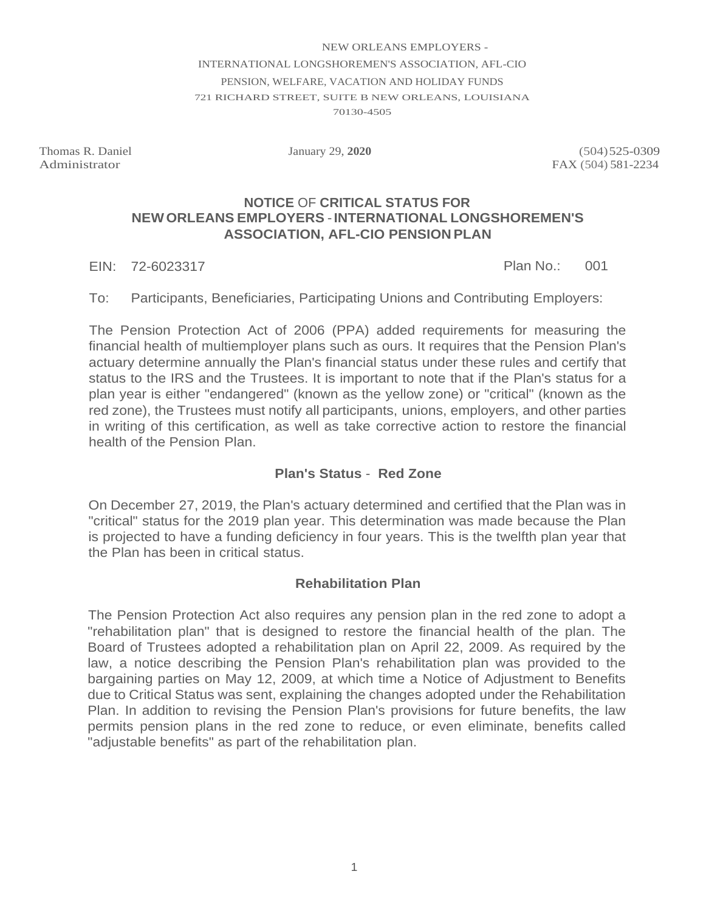NEW ORLEANS EMPLOYERS -
INTERNATIONAL LONGSHOREMEN'S ASSOCIATION, AFL-CIO
PENSION, WELFARE, VACATION AND HOLIDAY FUNDS
721 RICHARD STREET, SUITE B NEW ORLEANS, LOUISIANA
70130-4505

Thomas R. Daniel
Administrator

January 29, **2020**

(504) 525-0309
FAX (504) 581-2234

## **NOTICE** OF **CRITICAL STATUS FOR NEW ORLEANS EMPLOYERS** - **INTERNATIONAL LONGSHOREMEN'S ASSOCIATION, AFL-CIO PENSION PLAN**

EIN: 72-6023317 Plan No.: 001

To: Participants, Beneficiaries, Participating Unions and Contributing Employers:

The Pension Protection Act of 2006 (PPA) added requirements for measuring the financial health of multiemployer plans such as ours. It requires that the Pension Plan's actuary determine annually the Plan's financial status under these rules and certify that status to the IRS and the Trustees. It is important to note that if the Plan's status for a plan year is either "endangered" (known as the yellow zone) or "critical" (known as the red zone), the Trustees must notify all participants, unions, employers, and other parties in writing of this certification, as well as take corrective action to restore the financial health of the Pension Plan.

### **Plan's Status** - **Red Zone**

On December 27, 2019, the Plan's actuary determined and certified that the Plan was in "critical" status for the 2019 plan year. This determination was made because the Plan is projected to have a funding deficiency in four years. This is the twelfth plan year that the Plan has been in critical status.

### **Rehabilitation Plan**

The Pension Protection Act also requires any pension plan in the red zone to adopt a "rehabilitation plan" that is designed to restore the financial health of the plan. The Board of Trustees adopted a rehabilitation plan on April 22, 2009. As required by the law, a notice describing the Pension Plan's rehabilitation plan was provided to the bargaining parties on May 12, 2009, at which time a Notice of Adjustment to Benefits due to Critical Status was sent, explaining the changes adopted under the Rehabilitation Plan. In addition to revising the Pension Plan's provisions for future benefits, the law permits pension plans in the red zone to reduce, or even eliminate, benefits called "adjustable benefits" as part of the rehabilitation plan.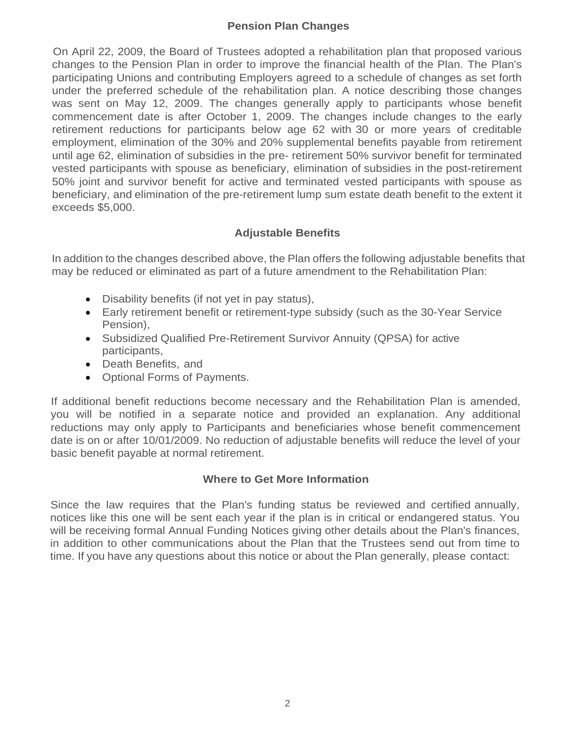## Pension Plan Changes

On April 22, 2009, the Board of Trustees adopted a rehabilitation plan that proposed various changes to the Pension Plan in order to improve the financial health of the Plan. The Plan's participating Unions and contributing Employers agreed to a schedule of changes as set forth under the preferred schedule of the rehabilitation plan. A notice describing those changes was sent on May 12, 2009. The changes generally apply to participants whose benefit commencement date is after October 1, 2009. The changes include changes to the early retirement reductions for participants below age 62 with 30 or more years of creditable employment, elimination of the 30% and 20% supplemental benefits payable from retirement until age 62, elimination of subsidies in the pre- retirement 50% survivor benefit for terminated vested participants with spouse as beneficiary, elimination of subsidies in the post-retirement 50% joint and survivor benefit for active and terminated vested participants with spouse as beneficiary, and elimination of the pre-retirement lump sum estate death benefit to the extent it exceeds $5,000.

## Adjustable Benefits

In addition to the changes described above, the Plan offers the following adjustable benefits that may be reduced or eliminated as part of a future amendment to the Rehabilitation Plan:

- Disability benefits (if not yet in pay status),
- Early retirement benefit or retirement-type subsidy (such as the 30-Year Service Pension),
- Subsidized Qualified Pre-Retirement Survivor Annuity (QPSA) for active participants,
- Death Benefits, and
- Optional Forms of Payments.

If additional benefit reductions become necessary and the Rehabilitation Plan is amended, you will be notified in a separate notice and provided an explanation. Any additional reductions may only apply to Participants and beneficiaries whose benefit commencement date is on or after 10/01/2009. No reduction of adjustable benefits will reduce the level of your basic benefit payable at normal retirement.

## Where to Get More Information

Since the law requires that the Plan's funding status be reviewed and certified annually, notices like this one will be sent each year if the plan is in critical or endangered status. You will be receiving formal Annual Funding Notices giving other details about the Plan's finances, in addition to other communications about the Plan that the Trustees send out from time to time. If you have any questions about this notice or about the Plan generally, please contact: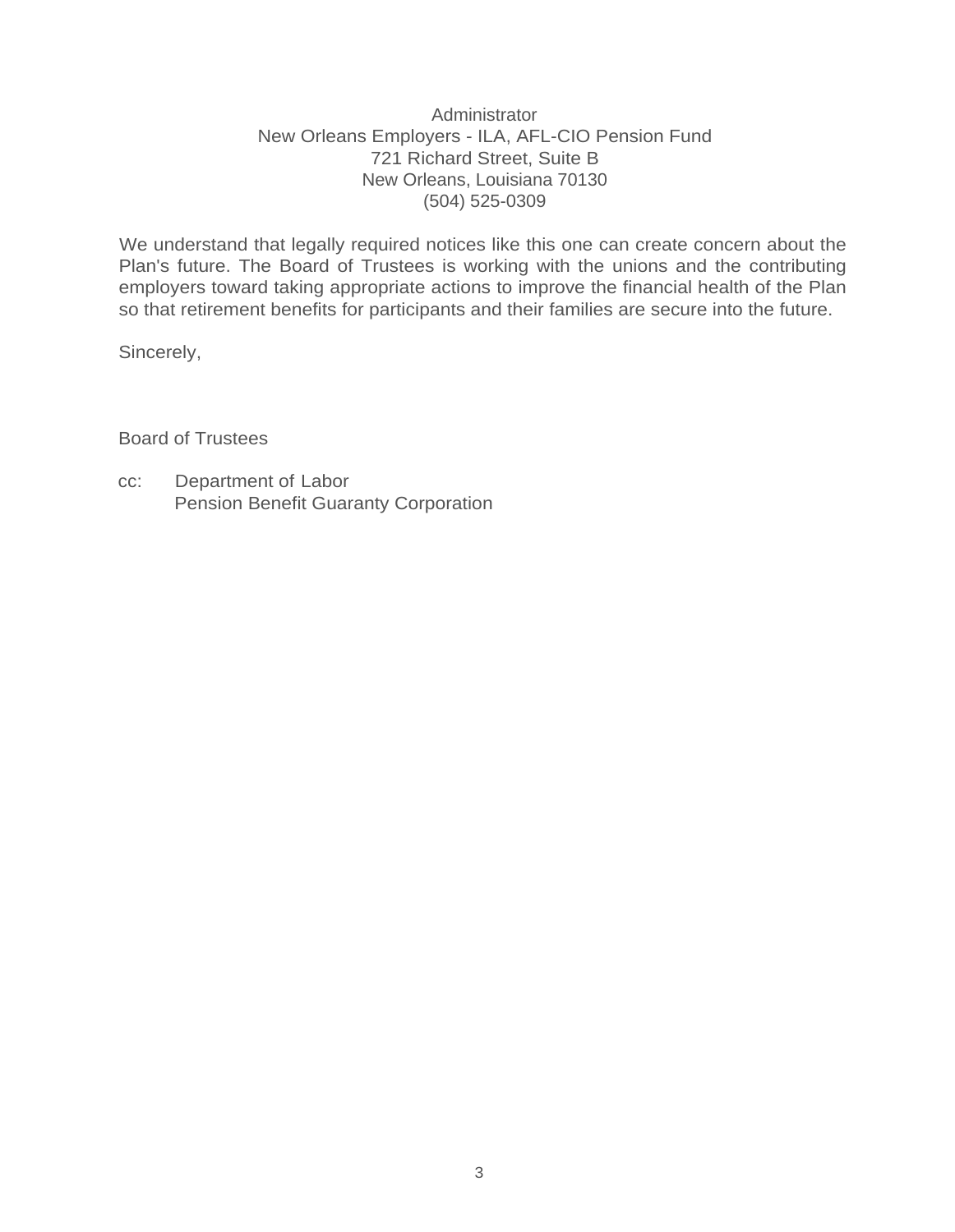Administrator
New Orleans Employers - ILA, AFL-CIO Pension Fund
721 Richard Street, Suite B
New Orleans, Louisiana 70130
(504) 525-0309

We understand that legally required notices like this one can create concern about the Plan's future. The Board of Trustees is working with the unions and the contributing employers toward taking appropriate actions to improve the financial health of the Plan so that retirement benefits for participants and their families are secure into the future.

Sincerely,

Board of Trustees

cc: Department of Labor
Pension Benefit Guaranty Corporation